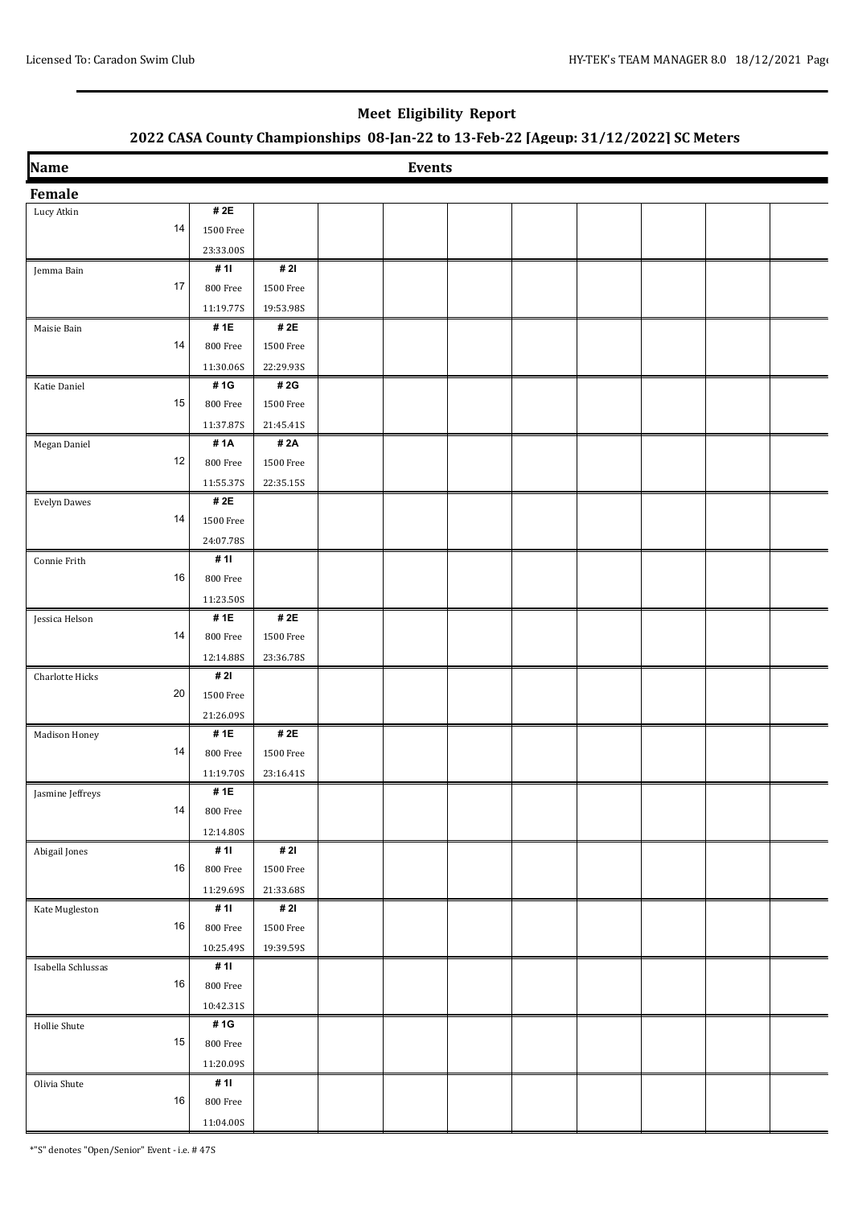# Meet Eligibility Report

## 2022 CASA County Championships 08-Jan-22 to 13-Feb-22 [Ageup: 31/12/2022] SC Meters

**Name** | **Events**

**Female**

| Name | Age | Event 1 | Event 2 |
|---|---|---|---|
| Lucy Atkin | 14 | # 2E<br>1500 Free<br>23:33.00S | |
| Jemma Bain | 17 | # 1I<br>800 Free<br>11:19.77S | # 2I<br>1500 Free<br>19:53.98S |
| Maisie Bain | 14 | # 1E<br>800 Free<br>11:30.06S | # 2E<br>1500 Free<br>22:29.93S |
| Katie Daniel | 15 | # 1G<br>800 Free<br>11:37.87S | # 2G<br>1500 Free<br>21:45.41S |
| Megan Daniel | 12 | # 1A<br>800 Free<br>11:55.37S | # 2A<br>1500 Free<br>22:35.15S |
| Evelyn Dawes | 14 | # 2E<br>1500 Free<br>24:07.78S | |
| Connie Frith | 16 | # 1I<br>800 Free<br>11:23.50S | |
| Jessica Helson | 14 | # 1E<br>800 Free<br>12:14.88S | # 2E<br>1500 Free<br>23:36.78S |
| Charlotte Hicks | 20 | # 2I<br>1500 Free<br>21:26.09S | |
| Madison Honey | 14 | # 1E<br>800 Free<br>11:19.70S | # 2E<br>1500 Free<br>23:16.41S |
| Jasmine Jeffreys | 14 | # 1E<br>800 Free<br>12:14.80S | |
| Abigail Jones | 16 | # 1I<br>800 Free<br>11:29.69S | # 2I<br>1500 Free<br>21:33.68S |
| Kate Mugleston | 16 | # 1I<br>800 Free<br>10:25.49S | # 2I<br>1500 Free<br>19:39.59S |
| Isabella Schlussas | 16 | # 1I<br>800 Free<br>10:42.31S | |
| Hollie Shute | 15 | # 1G<br>800 Free<br>11:20.09S | |
| Olivia Shute | 16 | # 1I<br>800 Free<br>11:04.00S | |

*"S" denotes "Open/Senior" Event - i.e. # 47S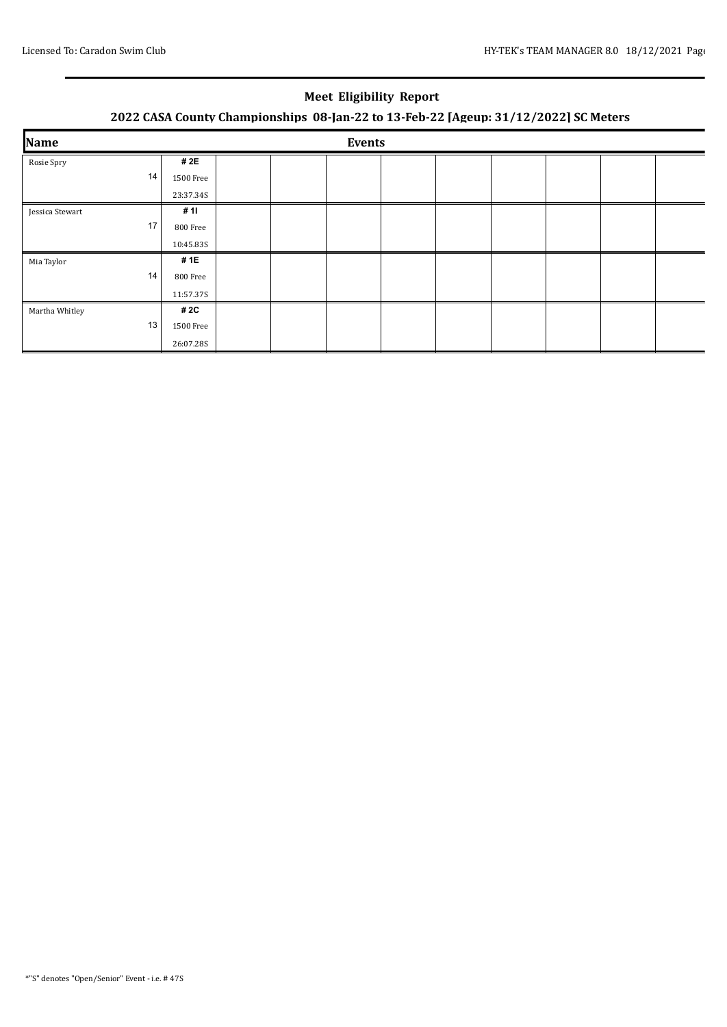# Meet Eligibility Report

## 2022 CASA County Championships 08-Jan-22 to 13-Feb-22 [Ageup: 31/12/2022] SC Meters

| Name | Age | Events | | | | | | | | |
|---|---|---|---|---|---|---|---|---|---|---|
| Rosie Spry | 14 | # 2E<br>1500 Free<br>23:37.34S | | | | | | | | |
| Jessica Stewart | 17 | # 1I<br>800 Free<br>10:45.83S | | | | | | | | |
| Mia Taylor | 14 | # 1E<br>800 Free<br>11:57.37S | | | | | | | | |
| Martha Whitley | 13 | # 2C<br>1500 Free<br>26:07.28S | | | | | | | | |

*"S" denotes "Open/Senior" Event - i.e. # 47S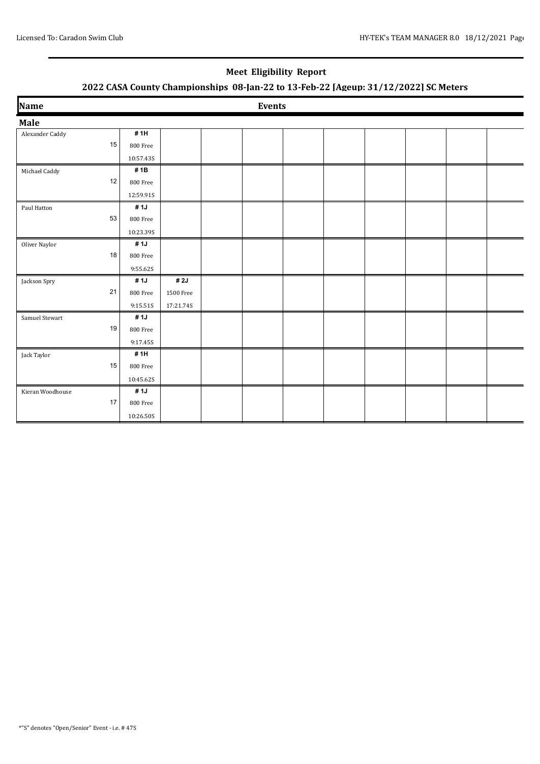## Meet Eligibility Report

### 2022 CASA County Championships 08-Jan-22 to 13-Feb-22 [Ageup: 31/12/2022] SC Meters

| Name | Age | Events | | | | | | | | | |
|---|---|---|---|---|---|---|---|---|---|---|---|
| **Male** | | | | | | | | | | | |
| Alexander Caddy | 15 | **# 1H**<br>800 Free<br>10:57.43S | | | | | | | | | |
| Michael Caddy | 12 | **# 1B**<br>800 Free<br>12:59.91S | | | | | | | | | |
| Paul Hatton | 53 | **# 1J**<br>800 Free<br>10:23.39S | | | | | | | | | |
| Oliver Naylor | 18 | **# 1J**<br>800 Free<br>9:55.62S | | | | | | | | | |
| Jackson Spry | 21 | **# 1J**<br>800 Free<br>9:15.51S | **# 2J**<br>1500 Free<br>17:21.74S | | | | | | | | |
| Samuel Stewart | 19 | **# 1J**<br>800 Free<br>9:17.45S | | | | | | | | | |
| Jack Taylor | 15 | **# 1H**<br>800 Free<br>10:45.62S | | | | | | | | | |
| Kieran Woodhouse | 17 | **# 1J**<br>800 Free<br>10:26.50S | | | | | | | | | |

*"S" denotes "Open/Senior" Event - i.e. # 47S